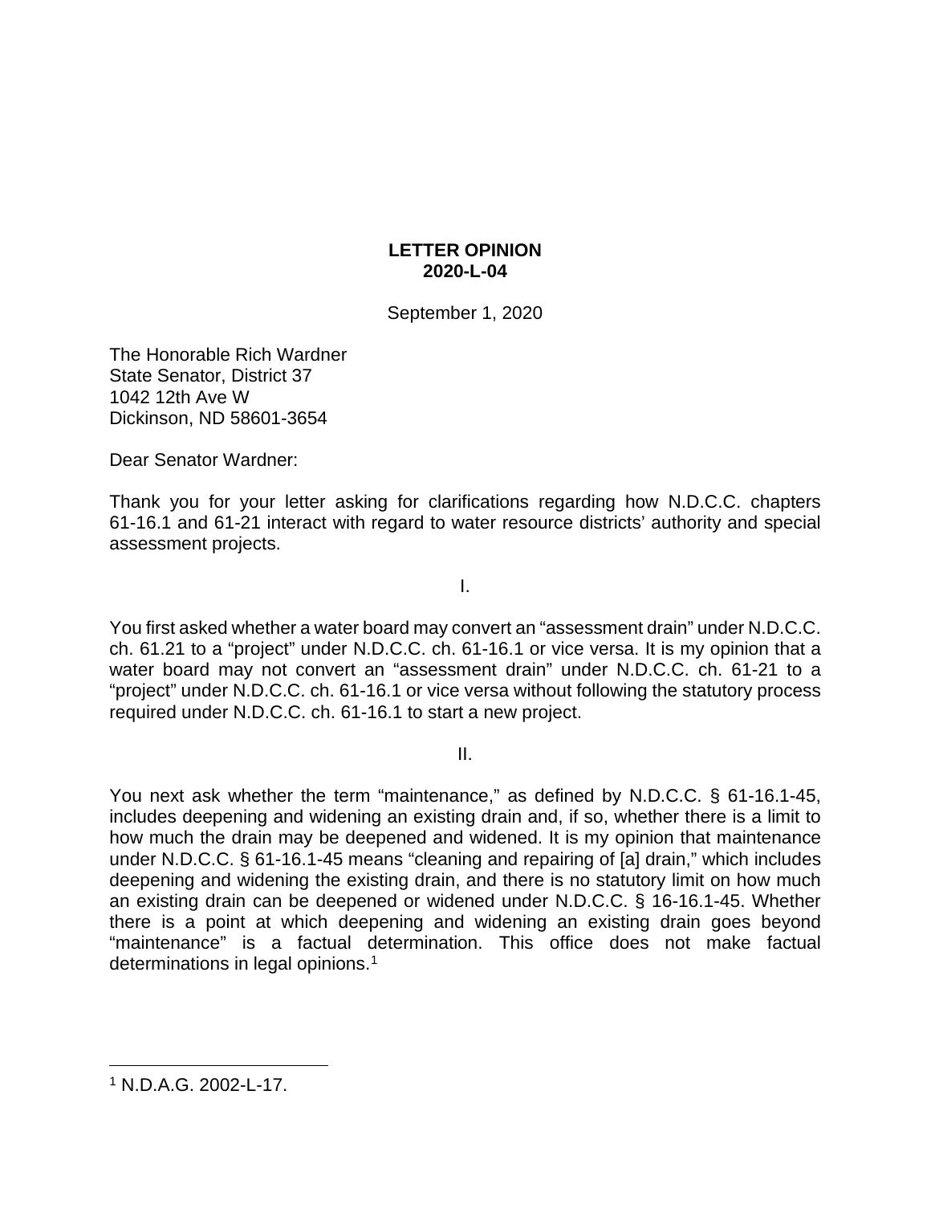**LETTER OPINION**
**2020-L-04**

September 1, 2020

The Honorable Rich Wardner
State Senator, District 37
1042 12th Ave W
Dickinson, ND 58601-3654

Dear Senator Wardner:

Thank you for your letter asking for clarifications regarding how N.D.C.C. chapters 61-16.1 and 61-21 interact with regard to water resource districts' authority and special assessment projects.

I.

You first asked whether a water board may convert an "assessment drain" under N.D.C.C. ch. 61.21 to a "project" under N.D.C.C. ch. 61-16.1 or vice versa. It is my opinion that a water board may not convert an "assessment drain" under N.D.C.C. ch. 61-21 to a "project" under N.D.C.C. ch. 61-16.1 or vice versa without following the statutory process required under N.D.C.C. ch. 61-16.1 to start a new project.

II.

You next ask whether the term "maintenance," as defined by N.D.C.C. § 61-16.1-45, includes deepening and widening an existing drain and, if so, whether there is a limit to how much the drain may be deepened and widened. It is my opinion that maintenance under N.D.C.C. § 61-16.1-45 means "cleaning and repairing of [a] drain," which includes deepening and widening the existing drain, and there is no statutory limit on how much an existing drain can be deepened or widened under N.D.C.C. § 16-16.1-45. Whether there is a point at which deepening and widening an existing drain goes beyond "maintenance" is a factual determination. This office does not make factual determinations in legal opinions.[1]

[1] N.D.A.G. 2002-L-17.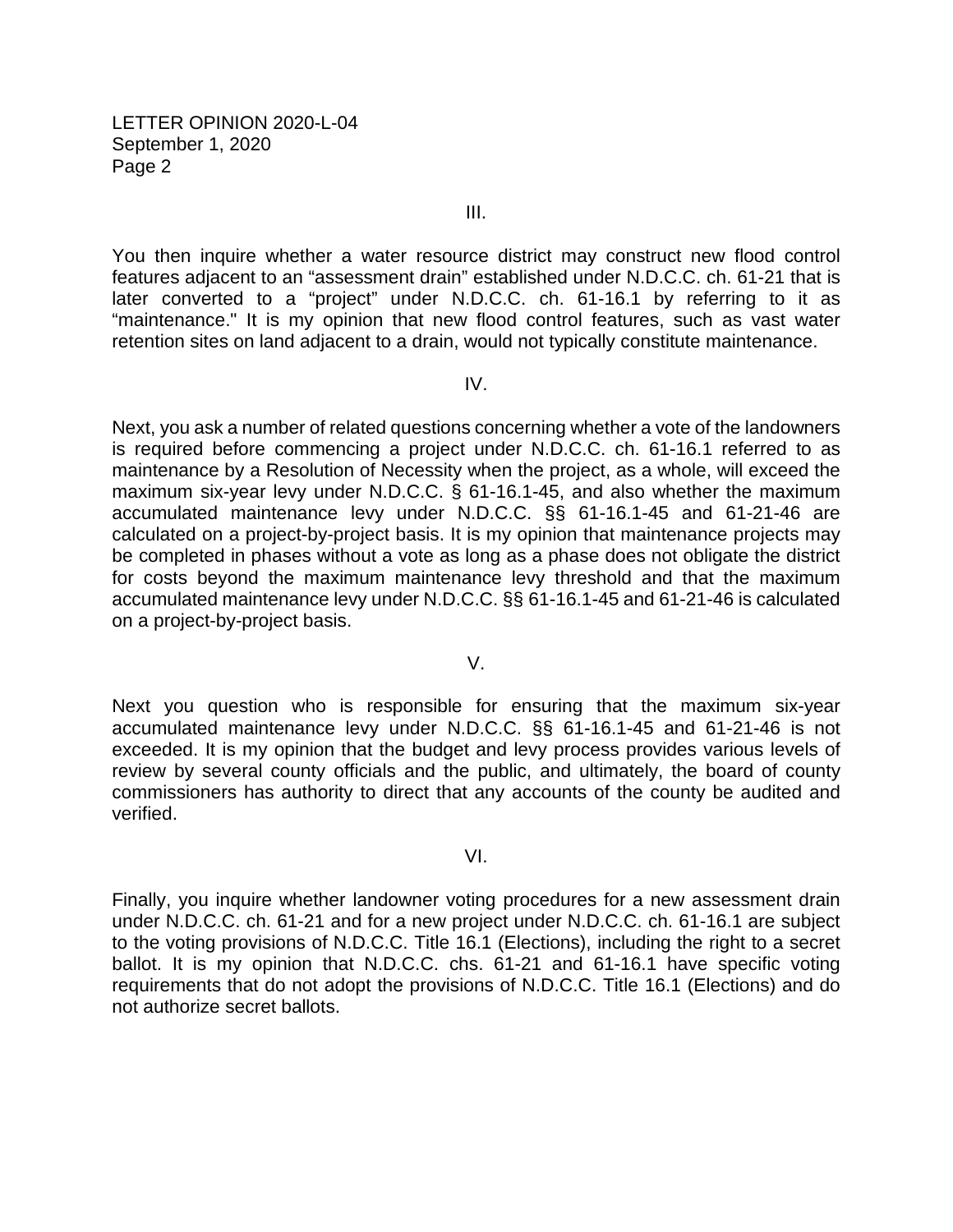III.

You then inquire whether a water resource district may construct new flood control features adjacent to an "assessment drain" established under N.D.C.C. ch. 61-21 that is later converted to a "project" under N.D.C.C. ch. 61-16.1 by referring to it as "maintenance." It is my opinion that new flood control features, such as vast water retention sites on land adjacent to a drain, would not typically constitute maintenance.

IV.

Next, you ask a number of related questions concerning whether a vote of the landowners is required before commencing a project under N.D.C.C. ch. 61-16.1 referred to as maintenance by a Resolution of Necessity when the project, as a whole, will exceed the maximum six-year levy under N.D.C.C. § 61-16.1-45, and also whether the maximum accumulated maintenance levy under N.D.C.C. §§ 61-16.1-45 and 61-21-46 are calculated on a project-by-project basis. It is my opinion that maintenance projects may be completed in phases without a vote as long as a phase does not obligate the district for costs beyond the maximum maintenance levy threshold and that the maximum accumulated maintenance levy under N.D.C.C. §§ 61-16.1-45 and 61-21-46 is calculated on a project-by-project basis.

V.

Next you question who is responsible for ensuring that the maximum six-year accumulated maintenance levy under N.D.C.C. §§ 61-16.1-45 and 61-21-46 is not exceeded. It is my opinion that the budget and levy process provides various levels of review by several county officials and the public, and ultimately, the board of county commissioners has authority to direct that any accounts of the county be audited and verified.

VI.

Finally, you inquire whether landowner voting procedures for a new assessment drain under N.D.C.C. ch. 61-21 and for a new project under N.D.C.C. ch. 61-16.1 are subject to the voting provisions of N.D.C.C. Title 16.1 (Elections), including the right to a secret ballot. It is my opinion that N.D.C.C. chs. 61-21 and 61-16.1 have specific voting requirements that do not adopt the provisions of N.D.C.C. Title 16.1 (Elections) and do not authorize secret ballots.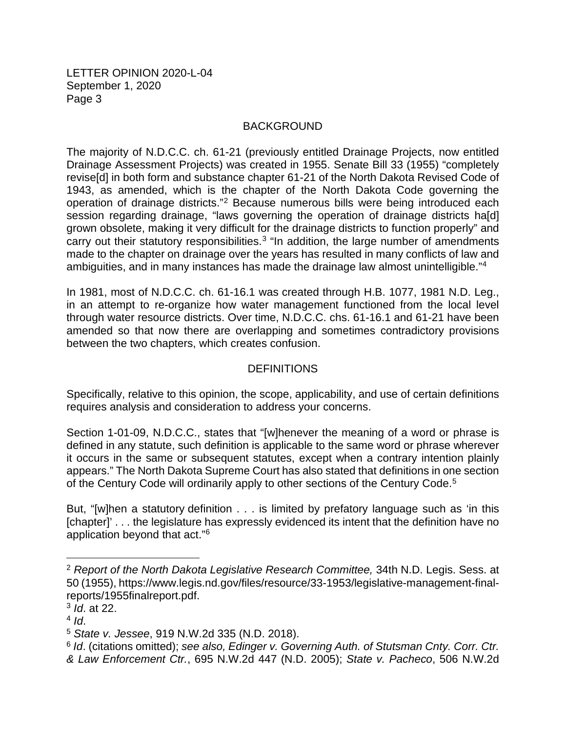## BACKGROUND

The majority of N.D.C.C. ch. 61-21 (previously entitled Drainage Projects, now entitled Drainage Assessment Projects) was created in 1955. Senate Bill 33 (1955) "completely revise[d] in both form and substance chapter 61-21 of the North Dakota Revised Code of 1943, as amended, which is the chapter of the North Dakota Code governing the operation of drainage districts."[2] Because numerous bills were being introduced each session regarding drainage, "laws governing the operation of drainage districts ha[d] grown obsolete, making it very difficult for the drainage districts to function properly" and carry out their statutory responsibilities.[3] "In addition, the large number of amendments made to the chapter on drainage over the years has resulted in many conflicts of law and ambiguities, and in many instances has made the drainage law almost unintelligible."[4]

In 1981, most of N.D.C.C. ch. 61-16.1 was created through H.B. 1077, 1981 N.D. Leg., in an attempt to re-organize how water management functioned from the local level through water resource districts. Over time, N.D.C.C. chs. 61-16.1 and 61-21 have been amended so that now there are overlapping and sometimes contradictory provisions between the two chapters, which creates confusion.

## DEFINITIONS

Specifically, relative to this opinion, the scope, applicability, and use of certain definitions requires analysis and consideration to address your concerns.

Section 1-01-09, N.D.C.C., states that "[w]henever the meaning of a word or phrase is defined in any statute, such definition is applicable to the same word or phrase wherever it occurs in the same or subsequent statutes, except when a contrary intention plainly appears." The North Dakota Supreme Court has also stated that definitions in one section of the Century Code will ordinarily apply to other sections of the Century Code.[5]

But, "[w]hen a statutory definition . . . is limited by prefatory language such as 'in this [chapter]' . . . the legislature has expressly evidenced its intent that the definition have no application beyond that act."[6]

---

[2] *Report of the North Dakota Legislative Research Committee,* 34th N.D. Legis. Sess. at 50 (1955), https://www.legis.nd.gov/files/resource/33-1953/legislative-management-final-reports/1955finalreport.pdf.

[3] *Id*. at 22.

[4] *Id*.

[5] *State v. Jessee*, 919 N.W.2d 335 (N.D. 2018).

[6] *Id*. (citations omitted); *see also, Edinger v. Governing Auth. of Stutsman Cnty. Corr. Ctr. & Law Enforcement Ctr.*, 695 N.W.2d 447 (N.D. 2005); *State v. Pacheco*, 506 N.W.2d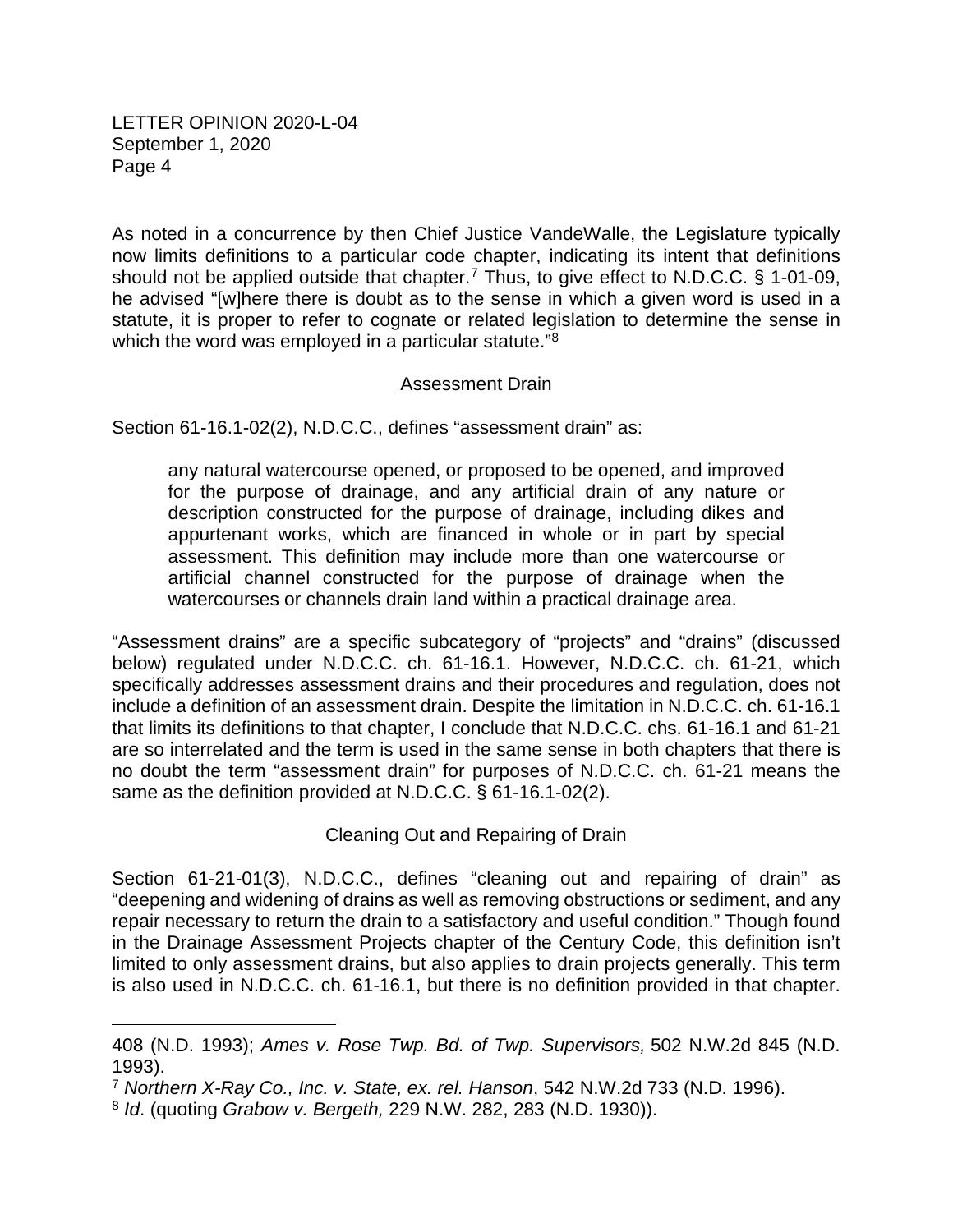As noted in a concurrence by then Chief Justice VandeWalle, the Legislature typically now limits definitions to a particular code chapter, indicating its intent that definitions should not be applied outside that chapter.[7] Thus, to give effect to N.D.C.C. § 1-01-09, he advised "[w]here there is doubt as to the sense in which a given word is used in a statute, it is proper to refer to cognate or related legislation to determine the sense in which the word was employed in a particular statute."[8]

### Assessment Drain

Section 61-16.1-02(2), N.D.C.C., defines "assessment drain" as:

> any natural watercourse opened, or proposed to be opened, and improved for the purpose of drainage, and any artificial drain of any nature or description constructed for the purpose of drainage, including dikes and appurtenant works, which are financed in whole or in part by special assessment. This definition may include more than one watercourse or artificial channel constructed for the purpose of drainage when the watercourses or channels drain land within a practical drainage area.

"Assessment drains" are a specific subcategory of "projects" and "drains" (discussed below) regulated under N.D.C.C. ch. 61-16.1. However, N.D.C.C. ch. 61-21, which specifically addresses assessment drains and their procedures and regulation, does not include a definition of an assessment drain. Despite the limitation in N.D.C.C. ch. 61-16.1 that limits its definitions to that chapter, I conclude that N.D.C.C. chs. 61-16.1 and 61-21 are so interrelated and the term is used in the same sense in both chapters that there is no doubt the term "assessment drain" for purposes of N.D.C.C. ch. 61-21 means the same as the definition provided at N.D.C.C. § 61-16.1-02(2).

### Cleaning Out and Repairing of Drain

Section 61-21-01(3), N.D.C.C., defines "cleaning out and repairing of drain" as "deepening and widening of drains as well as removing obstructions or sediment, and any repair necessary to return the drain to a satisfactory and useful condition." Though found in the Drainage Assessment Projects chapter of the Century Code, this definition isn't limited to only assessment drains, but also applies to drain projects generally. This term is also used in N.D.C.C. ch. 61-16.1, but there is no definition provided in that chapter.

---

408 (N.D. 1993); *Ames v. Rose Twp. Bd. of Twp. Supervisors,* 502 N.W.2d 845 (N.D. 1993).

[7] *Northern X-Ray Co., Inc. v. State, ex. rel. Hanson*, 542 N.W.2d 733 (N.D. 1996).

[8] *Id*. (quoting *Grabow v. Bergeth,* 229 N.W. 282, 283 (N.D. 1930)).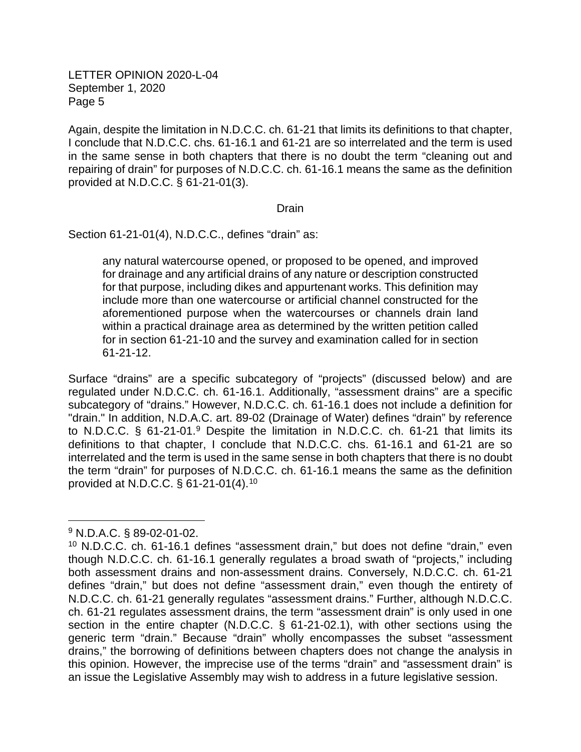Again, despite the limitation in N.D.C.C. ch. 61-21 that limits its definitions to that chapter, I conclude that N.D.C.C. chs. 61-16.1 and 61-21 are so interrelated and the term is used in the same sense in both chapters that there is no doubt the term "cleaning out and repairing of drain" for purposes of N.D.C.C. ch. 61-16.1 means the same as the definition provided at N.D.C.C. § 61-21-01(3).

## Drain

Section 61-21-01(4), N.D.C.C., defines "drain" as:

> any natural watercourse opened, or proposed to be opened, and improved for drainage and any artificial drains of any nature or description constructed for that purpose, including dikes and appurtenant works. This definition may include more than one watercourse or artificial channel constructed for the aforementioned purpose when the watercourses or channels drain land within a practical drainage area as determined by the written petition called for in section 61-21-10 and the survey and examination called for in section 61-21-12.

Surface "drains" are a specific subcategory of "projects" (discussed below) and are regulated under N.D.C.C. ch. 61-16.1. Additionally, "assessment drains" are a specific subcategory of "drains." However, N.D.C.C. ch. 61-16.1 does not include a definition for "drain." In addition, N.D.A.C. art. 89-02 (Drainage of Water) defines "drain" by reference to N.D.C.C. § 61-21-01.[9] Despite the limitation in N.D.C.C. ch. 61-21 that limits its definitions to that chapter, I conclude that N.D.C.C. chs. 61-16.1 and 61-21 are so interrelated and the term is used in the same sense in both chapters that there is no doubt the term "drain" for purposes of N.D.C.C. ch. 61-16.1 means the same as the definition provided at N.D.C.C. § 61-21-01(4).[10]

---

[9] N.D.A.C. § 89-02-01-02.

[10] N.D.C.C. ch. 61-16.1 defines "assessment drain," but does not define "drain," even though N.D.C.C. ch. 61-16.1 generally regulates a broad swath of "projects," including both assessment drains and non-assessment drains. Conversely, N.D.C.C. ch. 61-21 defines "drain," but does not define "assessment drain," even though the entirety of N.D.C.C. ch. 61-21 generally regulates "assessment drains." Further, although N.D.C.C. ch. 61-21 regulates assessment drains, the term "assessment drain" is only used in one section in the entire chapter (N.D.C.C. § 61-21-02.1), with other sections using the generic term "drain." Because "drain" wholly encompasses the subset "assessment drains," the borrowing of definitions between chapters does not change the analysis in this opinion. However, the imprecise use of the terms "drain" and "assessment drain" is an issue the Legislative Assembly may wish to address in a future legislative session.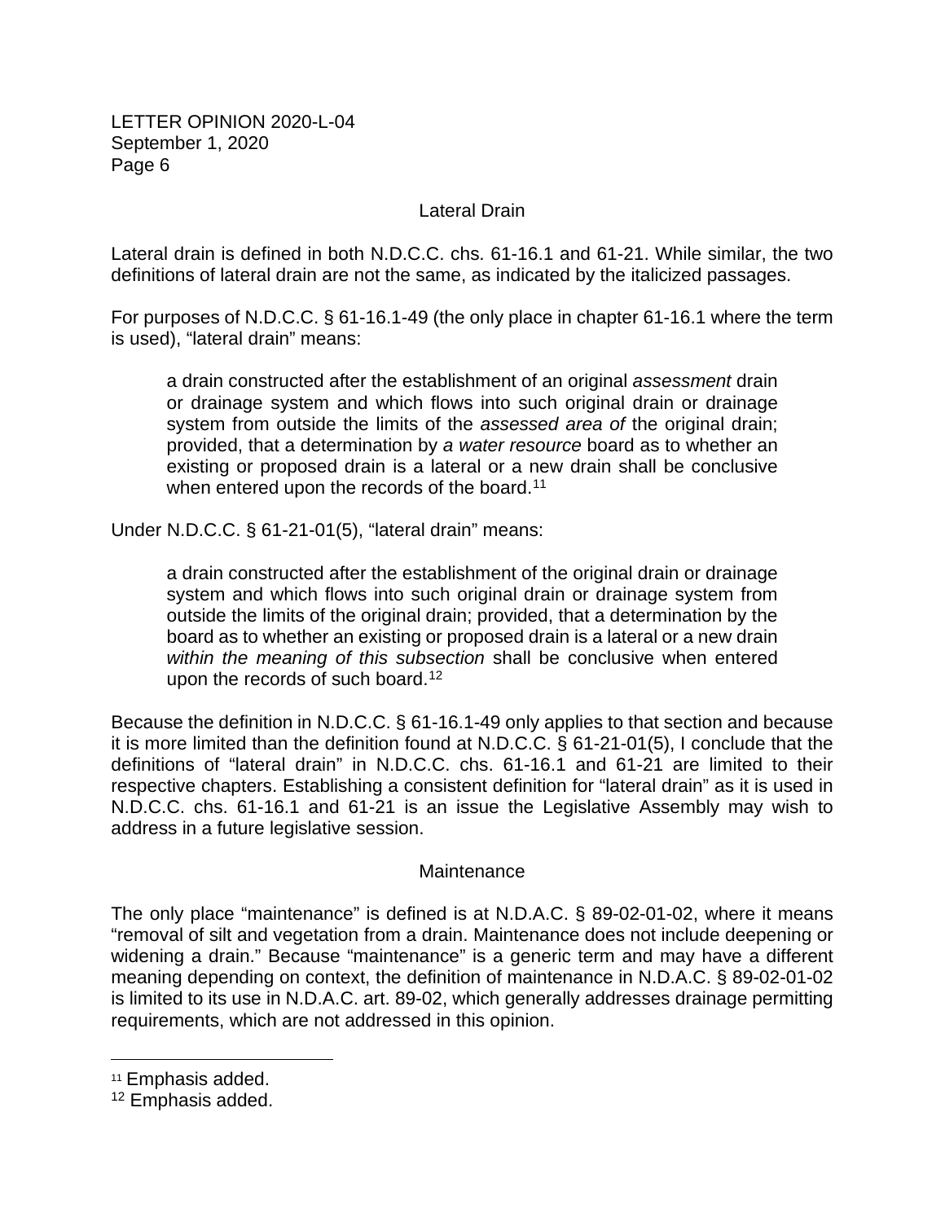### Lateral Drain

Lateral drain is defined in both N.D.C.C. chs. 61-16.1 and 61-21. While similar, the two definitions of lateral drain are not the same, as indicated by the italicized passages.

For purposes of N.D.C.C. § 61-16.1-49 (the only place in chapter 61-16.1 where the term is used), "lateral drain" means:

> a drain constructed after the establishment of an original *assessment* drain or drainage system and which flows into such original drain or drainage system from outside the limits of the *assessed area of* the original drain; provided, that a determination by *a water resource* board as to whether an existing or proposed drain is a lateral or a new drain shall be conclusive when entered upon the records of the board.[11]

Under N.D.C.C. § 61-21-01(5), "lateral drain" means:

> a drain constructed after the establishment of the original drain or drainage system and which flows into such original drain or drainage system from outside the limits of the original drain; provided, that a determination by the board as to whether an existing or proposed drain is a lateral or a new drain *within the meaning of this subsection* shall be conclusive when entered upon the records of such board.[12]

Because the definition in N.D.C.C. § 61-16.1-49 only applies to that section and because it is more limited than the definition found at N.D.C.C. § 61-21-01(5), I conclude that the definitions of "lateral drain" in N.D.C.C. chs. 61-16.1 and 61-21 are limited to their respective chapters. Establishing a consistent definition for "lateral drain" as it is used in N.D.C.C. chs. 61-16.1 and 61-21 is an issue the Legislative Assembly may wish to address in a future legislative session.

### Maintenance

The only place "maintenance" is defined is at N.D.A.C. § 89-02-01-02, where it means "removal of silt and vegetation from a drain. Maintenance does not include deepening or widening a drain." Because "maintenance" is a generic term and may have a different meaning depending on context, the definition of maintenance in N.D.A.C. § 89-02-01-02 is limited to its use in N.D.A.C. art. 89-02, which generally addresses drainage permitting requirements, which are not addressed in this opinion.

---

[11] Emphasis added.

[12] Emphasis added.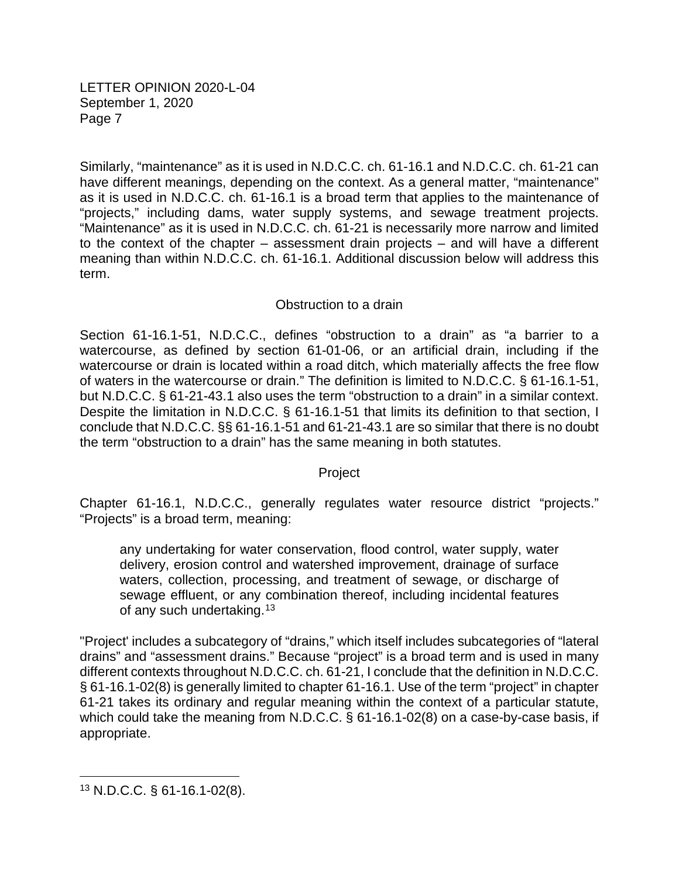Similarly, "maintenance" as it is used in N.D.C.C. ch. 61-16.1 and N.D.C.C. ch. 61-21 can have different meanings, depending on the context. As a general matter, "maintenance" as it is used in N.D.C.C. ch. 61-16.1 is a broad term that applies to the maintenance of "projects," including dams, water supply systems, and sewage treatment projects. "Maintenance" as it is used in N.D.C.C. ch. 61-21 is necessarily more narrow and limited to the context of the chapter – assessment drain projects – and will have a different meaning than within N.D.C.C. ch. 61-16.1. Additional discussion below will address this term.

### Obstruction to a drain

Section 61-16.1-51, N.D.C.C., defines "obstruction to a drain" as "a barrier to a watercourse, as defined by section 61-01-06, or an artificial drain, including if the watercourse or drain is located within a road ditch, which materially affects the free flow of waters in the watercourse or drain." The definition is limited to N.D.C.C. § 61-16.1-51, but N.D.C.C. § 61-21-43.1 also uses the term "obstruction to a drain" in a similar context. Despite the limitation in N.D.C.C. § 61-16.1-51 that limits its definition to that section, I conclude that N.D.C.C. §§ 61-16.1-51 and 61-21-43.1 are so similar that there is no doubt the term "obstruction to a drain" has the same meaning in both statutes.

### Project

Chapter 61-16.1, N.D.C.C., generally regulates water resource district "projects." "Projects" is a broad term, meaning:

> any undertaking for water conservation, flood control, water supply, water delivery, erosion control and watershed improvement, drainage of surface waters, collection, processing, and treatment of sewage, or discharge of sewage effluent, or any combination thereof, including incidental features of any such undertaking.[13]

"Project' includes a subcategory of "drains," which itself includes subcategories of "lateral drains" and "assessment drains." Because "project" is a broad term and is used in many different contexts throughout N.D.C.C. ch. 61-21, I conclude that the definition in N.D.C.C. § 61-16.1-02(8) is generally limited to chapter 61-16.1. Use of the term "project" in chapter 61-21 takes its ordinary and regular meaning within the context of a particular statute, which could take the meaning from N.D.C.C. § 61-16.1-02(8) on a case-by-case basis, if appropriate.

---

[13] N.D.C.C. § 61-16.1-02(8).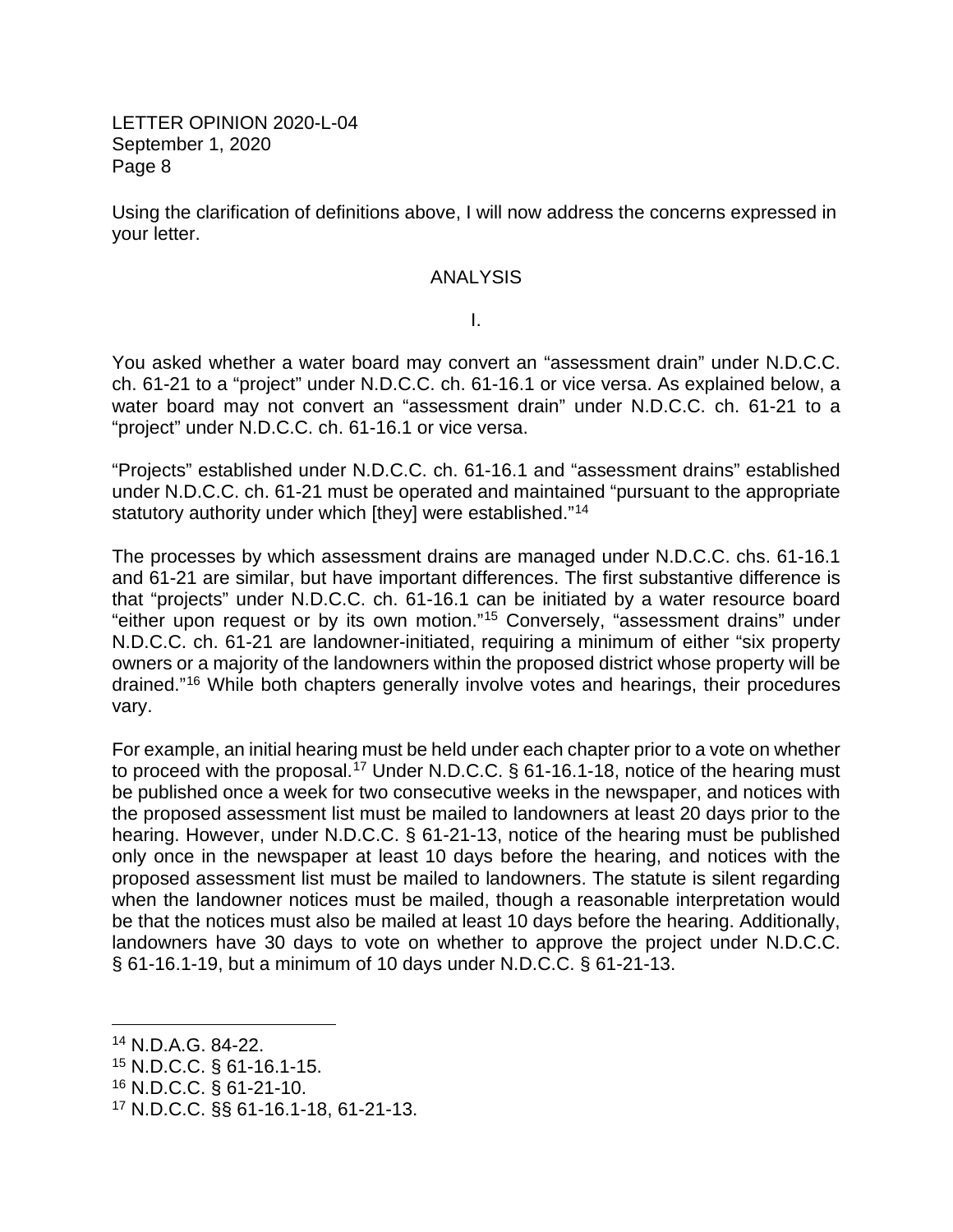Using the clarification of definitions above, I will now address the concerns expressed in your letter.

## ANALYSIS

### I.

You asked whether a water board may convert an "assessment drain" under N.D.C.C. ch. 61-21 to a "project" under N.D.C.C. ch. 61-16.1 or vice versa. As explained below, a water board may not convert an "assessment drain" under N.D.C.C. ch. 61-21 to a "project" under N.D.C.C. ch. 61-16.1 or vice versa.

"Projects" established under N.D.C.C. ch. 61-16.1 and "assessment drains" established under N.D.C.C. ch. 61-21 must be operated and maintained "pursuant to the appropriate statutory authority under which [they] were established."[14]

The processes by which assessment drains are managed under N.D.C.C. chs. 61-16.1 and 61-21 are similar, but have important differences. The first substantive difference is that "projects" under N.D.C.C. ch. 61-16.1 can be initiated by a water resource board "either upon request or by its own motion."[15] Conversely, "assessment drains" under N.D.C.C. ch. 61-21 are landowner-initiated, requiring a minimum of either "six property owners or a majority of the landowners within the proposed district whose property will be drained."[16] While both chapters generally involve votes and hearings, their procedures vary.

For example, an initial hearing must be held under each chapter prior to a vote on whether to proceed with the proposal.[17] Under N.D.C.C. § 61-16.1-18, notice of the hearing must be published once a week for two consecutive weeks in the newspaper, and notices with the proposed assessment list must be mailed to landowners at least 20 days prior to the hearing. However, under N.D.C.C. § 61-21-13, notice of the hearing must be published only once in the newspaper at least 10 days before the hearing, and notices with the proposed assessment list must be mailed to landowners. The statute is silent regarding when the landowner notices must be mailed, though a reasonable interpretation would be that the notices must also be mailed at least 10 days before the hearing. Additionally, landowners have 30 days to vote on whether to approve the project under N.D.C.C. § 61-16.1-19, but a minimum of 10 days under N.D.C.C. § 61-21-13.

---

[14] N.D.A.G. 84-22.
[15] N.D.C.C. § 61-16.1-15.
[16] N.D.C.C. § 61-21-10.
[17] N.D.C.C. §§ 61-16.1-18, 61-21-13.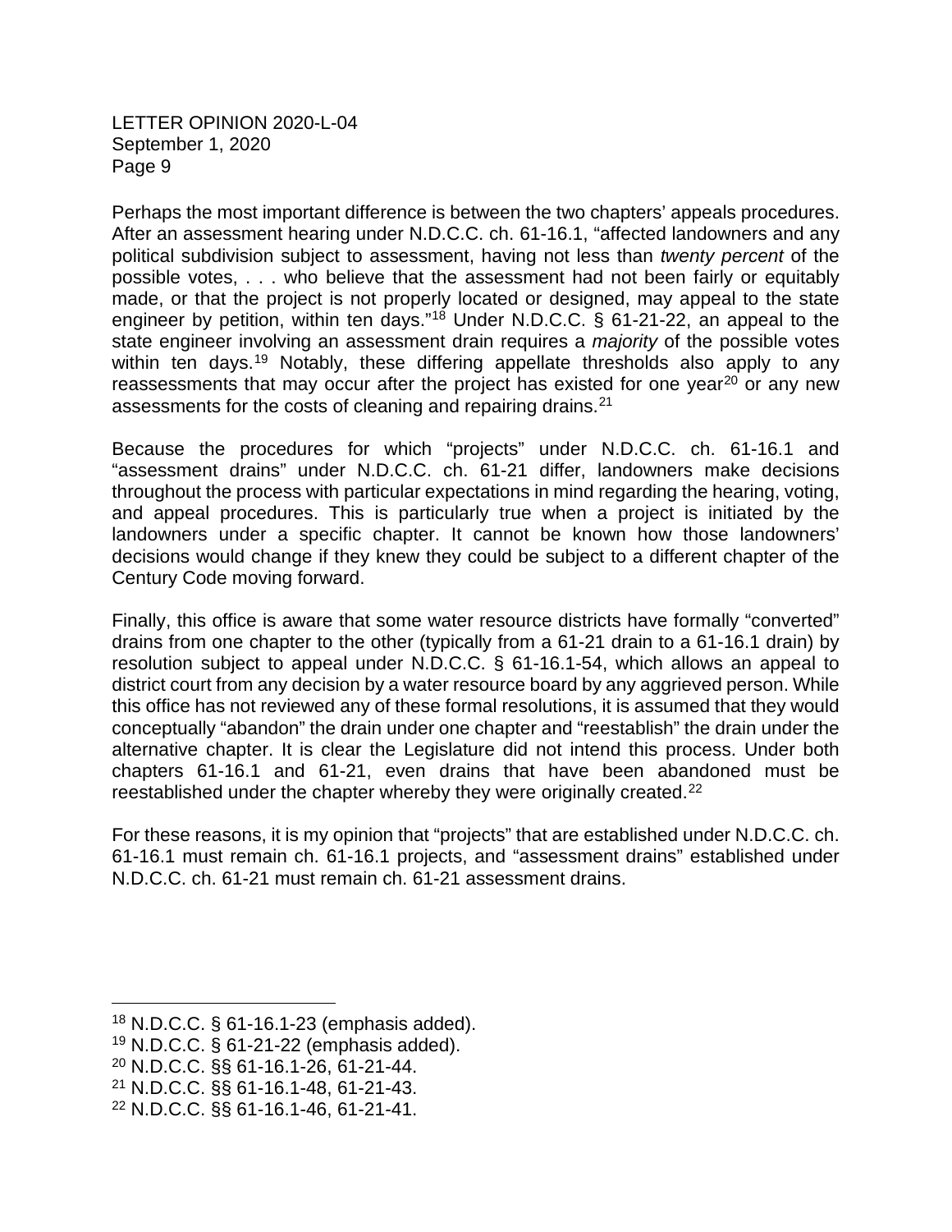Perhaps the most important difference is between the two chapters' appeals procedures. After an assessment hearing under N.D.C.C. ch. 61-16.1, "affected landowners and any political subdivision subject to assessment, having not less than *twenty percent* of the possible votes, . . . who believe that the assessment had not been fairly or equitably made, or that the project is not properly located or designed, may appeal to the state engineer by petition, within ten days."[18] Under N.D.C.C. § 61-21-22, an appeal to the state engineer involving an assessment drain requires a *majority* of the possible votes within ten days.[19] Notably, these differing appellate thresholds also apply to any reassessments that may occur after the project has existed for one year[20] or any new assessments for the costs of cleaning and repairing drains.[21]

Because the procedures for which "projects" under N.D.C.C. ch. 61-16.1 and "assessment drains" under N.D.C.C. ch. 61-21 differ, landowners make decisions throughout the process with particular expectations in mind regarding the hearing, voting, and appeal procedures. This is particularly true when a project is initiated by the landowners under a specific chapter. It cannot be known how those landowners' decisions would change if they knew they could be subject to a different chapter of the Century Code moving forward.

Finally, this office is aware that some water resource districts have formally "converted" drains from one chapter to the other (typically from a 61-21 drain to a 61-16.1 drain) by resolution subject to appeal under N.D.C.C. § 61-16.1-54, which allows an appeal to district court from any decision by a water resource board by any aggrieved person. While this office has not reviewed any of these formal resolutions, it is assumed that they would conceptually "abandon" the drain under one chapter and "reestablish" the drain under the alternative chapter. It is clear the Legislature did not intend this process. Under both chapters 61-16.1 and 61-21, even drains that have been abandoned must be reestablished under the chapter whereby they were originally created.[22]

For these reasons, it is my opinion that "projects" that are established under N.D.C.C. ch. 61-16.1 must remain ch. 61-16.1 projects, and "assessment drains" established under N.D.C.C. ch. 61-21 must remain ch. 61-21 assessment drains.

---

[18] N.D.C.C. § 61-16.1-23 (emphasis added).
[19] N.D.C.C. § 61-21-22 (emphasis added).
[20] N.D.C.C. §§ 61-16.1-26, 61-21-44.
[21] N.D.C.C. §§ 61-16.1-48, 61-21-43.
[22] N.D.C.C. §§ 61-16.1-46, 61-21-41.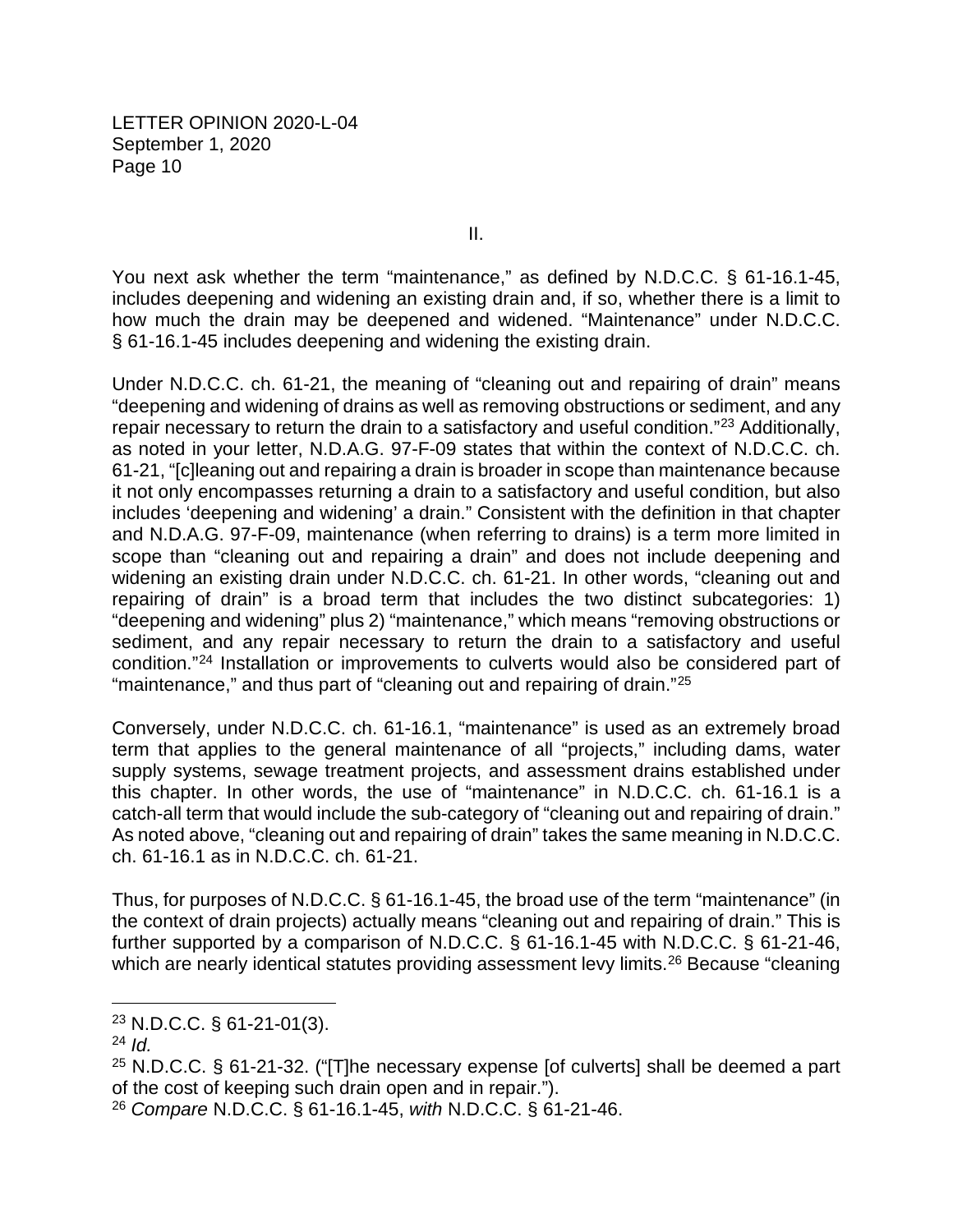II.

You next ask whether the term "maintenance," as defined by N.D.C.C. § 61-16.1-45, includes deepening and widening an existing drain and, if so, whether there is a limit to how much the drain may be deepened and widened. "Maintenance" under N.D.C.C. § 61-16.1-45 includes deepening and widening the existing drain.

Under N.D.C.C. ch. 61-21, the meaning of "cleaning out and repairing of drain" means "deepening and widening of drains as well as removing obstructions or sediment, and any repair necessary to return the drain to a satisfactory and useful condition."[23] Additionally, as noted in your letter, N.D.A.G. 97-F-09 states that within the context of N.D.C.C. ch. 61-21, "[c]leaning out and repairing a drain is broader in scope than maintenance because it not only encompasses returning a drain to a satisfactory and useful condition, but also includes 'deepening and widening' a drain." Consistent with the definition in that chapter and N.D.A.G. 97-F-09, maintenance (when referring to drains) is a term more limited in scope than "cleaning out and repairing a drain" and does not include deepening and widening an existing drain under N.D.C.C. ch. 61-21. In other words, "cleaning out and repairing of drain" is a broad term that includes the two distinct subcategories: 1) "deepening and widening" plus 2) "maintenance," which means "removing obstructions or sediment, and any repair necessary to return the drain to a satisfactory and useful condition."[24] Installation or improvements to culverts would also be considered part of "maintenance," and thus part of "cleaning out and repairing of drain."[25]

Conversely, under N.D.C.C. ch. 61-16.1, "maintenance" is used as an extremely broad term that applies to the general maintenance of all "projects," including dams, water supply systems, sewage treatment projects, and assessment drains established under this chapter. In other words, the use of "maintenance" in N.D.C.C. ch. 61-16.1 is a catch-all term that would include the sub-category of "cleaning out and repairing of drain." As noted above, "cleaning out and repairing of drain" takes the same meaning in N.D.C.C. ch. 61-16.1 as in N.D.C.C. ch. 61-21.

Thus, for purposes of N.D.C.C. § 61-16.1-45, the broad use of the term "maintenance" (in the context of drain projects) actually means "cleaning out and repairing of drain." This is further supported by a comparison of N.D.C.C. § 61-16.1-45 with N.D.C.C. § 61-21-46, which are nearly identical statutes providing assessment levy limits.[26] Because "cleaning

---

[23] N.D.C.C. § 61-21-01(3).

[24] *Id.*

[25] N.D.C.C. § 61-21-32. ("[T]he necessary expense [of culverts] shall be deemed a part of the cost of keeping such drain open and in repair.").

[26] *Compare* N.D.C.C. § 61-16.1-45, *with* N.D.C.C. § 61-21-46.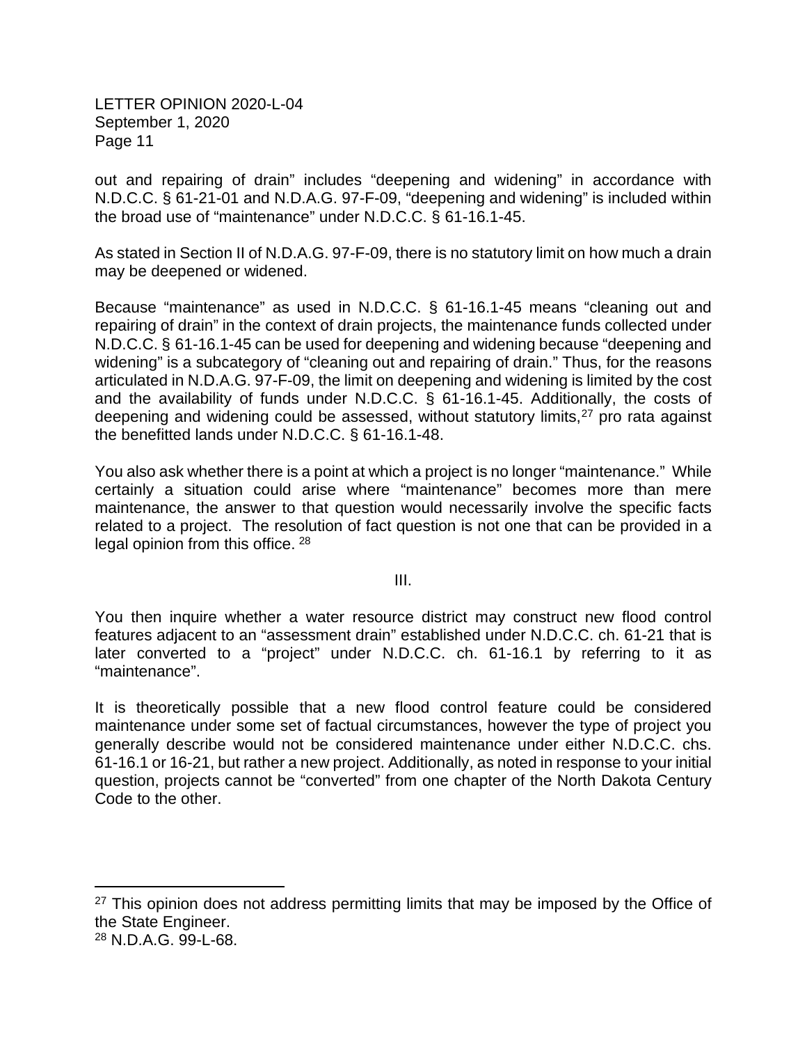out and repairing of drain" includes "deepening and widening" in accordance with N.D.C.C. § 61-21-01 and N.D.A.G. 97-F-09, "deepening and widening" is included within the broad use of "maintenance" under N.D.C.C. § 61-16.1-45.

As stated in Section II of N.D.A.G. 97-F-09, there is no statutory limit on how much a drain may be deepened or widened.

Because "maintenance" as used in N.D.C.C. § 61-16.1-45 means "cleaning out and repairing of drain" in the context of drain projects, the maintenance funds collected under N.D.C.C. § 61-16.1-45 can be used for deepening and widening because "deepening and widening" is a subcategory of "cleaning out and repairing of drain." Thus, for the reasons articulated in N.D.A.G. 97-F-09, the limit on deepening and widening is limited by the cost and the availability of funds under N.D.C.C. § 61-16.1-45. Additionally, the costs of deepening and widening could be assessed, without statutory limits,[27] pro rata against the benefitted lands under N.D.C.C. § 61-16.1-48.

You also ask whether there is a point at which a project is no longer "maintenance." While certainly a situation could arise where "maintenance" becomes more than mere maintenance, the answer to that question would necessarily involve the specific facts related to a project. The resolution of fact question is not one that can be provided in a legal opinion from this office. [28]

III.

You then inquire whether a water resource district may construct new flood control features adjacent to an "assessment drain" established under N.D.C.C. ch. 61-21 that is later converted to a "project" under N.D.C.C. ch. 61-16.1 by referring to it as "maintenance".

It is theoretically possible that a new flood control feature could be considered maintenance under some set of factual circumstances, however the type of project you generally describe would not be considered maintenance under either N.D.C.C. chs. 61-16.1 or 16-21, but rather a new project. Additionally, as noted in response to your initial question, projects cannot be "converted" from one chapter of the North Dakota Century Code to the other.

---

[27] This opinion does not address permitting limits that may be imposed by the Office of the State Engineer.

[28] N.D.A.G. 99-L-68.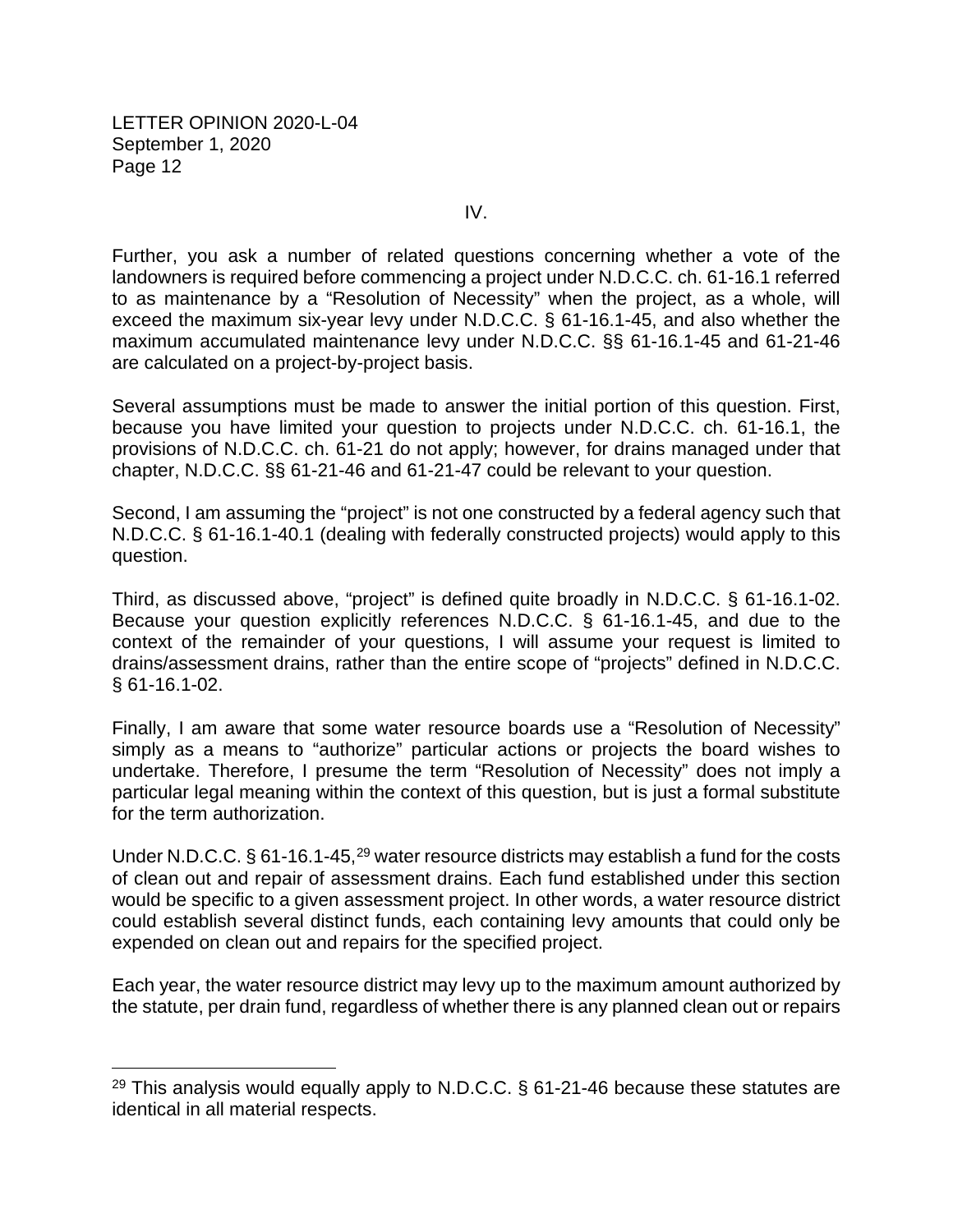IV.

Further, you ask a number of related questions concerning whether a vote of the landowners is required before commencing a project under N.D.C.C. ch. 61-16.1 referred to as maintenance by a "Resolution of Necessity" when the project, as a whole, will exceed the maximum six-year levy under N.D.C.C. § 61-16.1-45, and also whether the maximum accumulated maintenance levy under N.D.C.C. §§ 61-16.1-45 and 61-21-46 are calculated on a project-by-project basis.

Several assumptions must be made to answer the initial portion of this question. First, because you have limited your question to projects under N.D.C.C. ch. 61-16.1, the provisions of N.D.C.C. ch. 61-21 do not apply; however, for drains managed under that chapter, N.D.C.C. §§ 61-21-46 and 61-21-47 could be relevant to your question.

Second, I am assuming the "project" is not one constructed by a federal agency such that N.D.C.C. § 61-16.1-40.1 (dealing with federally constructed projects) would apply to this question.

Third, as discussed above, "project" is defined quite broadly in N.D.C.C. § 61-16.1-02. Because your question explicitly references N.D.C.C. § 61-16.1-45, and due to the context of the remainder of your questions, I will assume your request is limited to drains/assessment drains, rather than the entire scope of "projects" defined in N.D.C.C. § 61-16.1-02.

Finally, I am aware that some water resource boards use a "Resolution of Necessity" simply as a means to "authorize" particular actions or projects the board wishes to undertake. Therefore, I presume the term "Resolution of Necessity" does not imply a particular legal meaning within the context of this question, but is just a formal substitute for the term authorization.

Under N.D.C.C. § 61-16.1-45,[29] water resource districts may establish a fund for the costs of clean out and repair of assessment drains. Each fund established under this section would be specific to a given assessment project. In other words, a water resource district could establish several distinct funds, each containing levy amounts that could only be expended on clean out and repairs for the specified project.

Each year, the water resource district may levy up to the maximum amount authorized by the statute, per drain fund, regardless of whether there is any planned clean out or repairs

---

[29] This analysis would equally apply to N.D.C.C. § 61-21-46 because these statutes are identical in all material respects.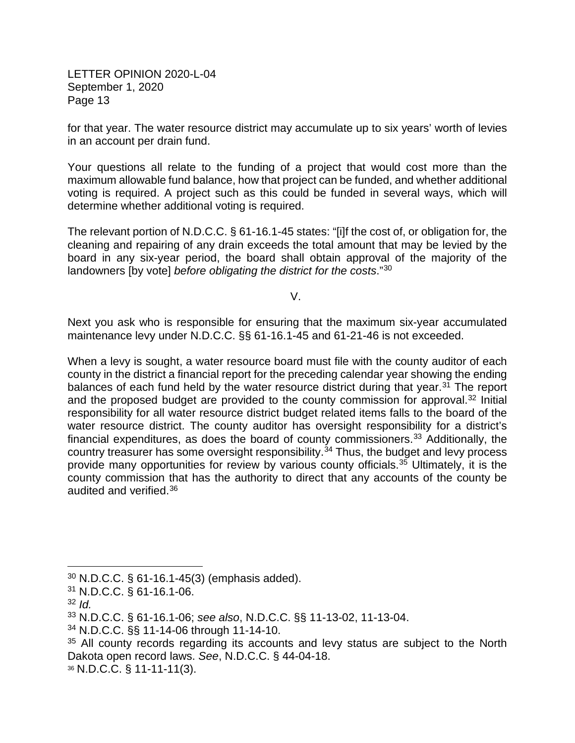for that year. The water resource district may accumulate up to six years' worth of levies in an account per drain fund.

Your questions all relate to the funding of a project that would cost more than the maximum allowable fund balance, how that project can be funded, and whether additional voting is required. A project such as this could be funded in several ways, which will determine whether additional voting is required.

The relevant portion of N.D.C.C. § 61-16.1-45 states: "[i]f the cost of, or obligation for, the cleaning and repairing of any drain exceeds the total amount that may be levied by the board in any six-year period, the board shall obtain approval of the majority of the landowners [by vote] *before obligating the district for the costs*."[30]

## V.

Next you ask who is responsible for ensuring that the maximum six-year accumulated maintenance levy under N.D.C.C. §§ 61-16.1-45 and 61-21-46 is not exceeded.

When a levy is sought, a water resource board must file with the county auditor of each county in the district a financial report for the preceding calendar year showing the ending balances of each fund held by the water resource district during that year.[31] The report and the proposed budget are provided to the county commission for approval.[32] Initial responsibility for all water resource district budget related items falls to the board of the water resource district. The county auditor has oversight responsibility for a district's financial expenditures, as does the board of county commissioners.[33] Additionally, the country treasurer has some oversight responsibility.[34] Thus, the budget and levy process provide many opportunities for review by various county officials.[35] Ultimately, it is the county commission that has the authority to direct that any accounts of the county be audited and verified.[36]

---

[30] N.D.C.C. § 61-16.1-45(3) (emphasis added).

[31] N.D.C.C. § 61-16.1-06.

[32] *Id.*

[33] N.D.C.C. § 61-16.1-06; *see also*, N.D.C.C. §§ 11-13-02, 11-13-04.

[34] N.D.C.C. §§ 11-14-06 through 11-14-10.

[35] All county records regarding its accounts and levy status are subject to the North Dakota open record laws. *See*, N.D.C.C. § 44-04-18.

[36] N.D.C.C. § 11-11-11(3).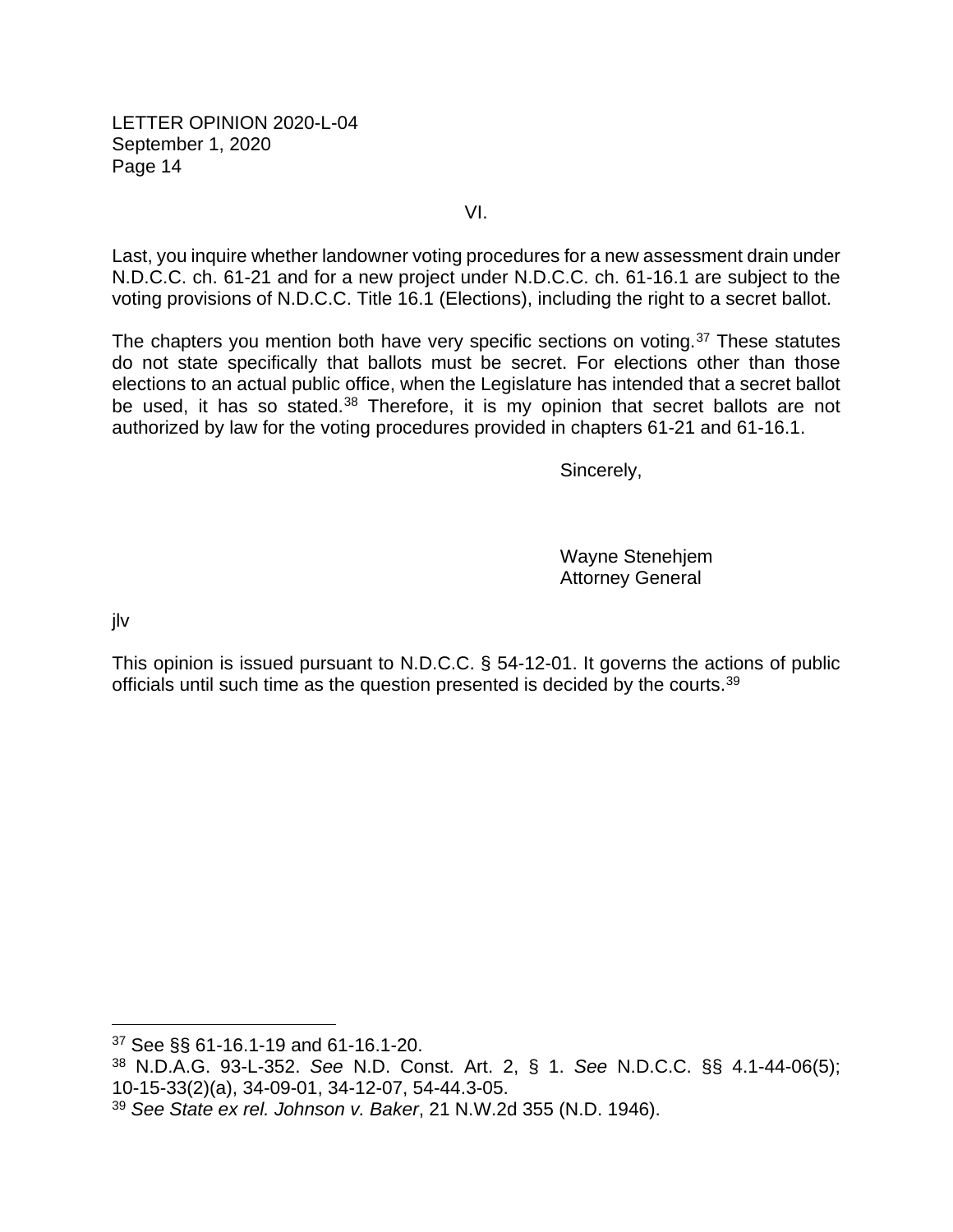VI.

Last, you inquire whether landowner voting procedures for a new assessment drain under N.D.C.C. ch. 61-21 and for a new project under N.D.C.C. ch. 61-16.1 are subject to the voting provisions of N.D.C.C. Title 16.1 (Elections), including the right to a secret ballot.

The chapters you mention both have very specific sections on voting.[37] These statutes do not state specifically that ballots must be secret. For elections other than those elections to an actual public office, when the Legislature has intended that a secret ballot be used, it has so stated.[38] Therefore, it is my opinion that secret ballots are not authorized by law for the voting procedures provided in chapters 61-21 and 61-16.1.

Sincerely,

Wayne Stenehjem
Attorney General

jlv

This opinion is issued pursuant to N.D.C.C. § 54-12-01. It governs the actions of public officials until such time as the question presented is decided by the courts.[39]

---

[37] See §§ 61-16.1-19 and 61-16.1-20.

[38] N.D.A.G. 93-L-352. *See* N.D. Const. Art. 2, § 1. *See* N.D.C.C. §§ 4.1-44-06(5); 10-15-33(2)(a), 34-09-01, 34-12-07, 54-44.3-05.

[39] *See State ex rel. Johnson v. Baker*, 21 N.W.2d 355 (N.D. 1946).